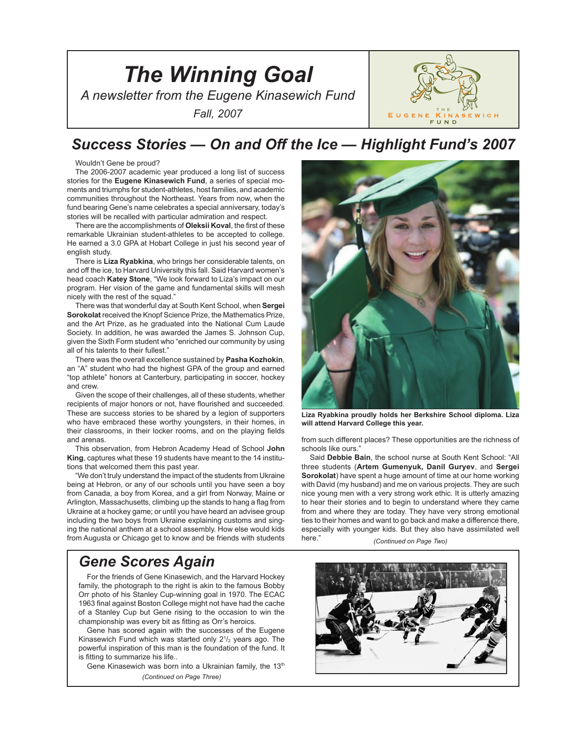# The Winning Goal

*A newsletter from the Eugene Kinasewich Fund*

*Fall, 2007*

THE EUGENE KINASEWICH FUND

## Success Stories — On and Off the Ice — Highlight Fund's 2007

Wouldn't Gene be proud?

The 2006-2007 academic year produced a long list of success stories for the **Eugene Kinasewich Fund**, a series of special moments and triumphs for student-athletes, host families, and academic communities throughout the Northeast. Years from now, when the fund bearing Gene's name celebrates a special anniversary, today's stories will be recalled with particular admiration and respect.

There are the accomplishments of **Oleksii Koval**, the first of these remarkable Ukrainian student-athletes to be accepted to college. He earned a 3.0 GPA at Hobart College in just his second year of english study.

There is **Liza Ryabkina**, who brings her considerable talents, on and off the ice, to Harvard University this fall. Said Harvard women's head coach **Katey Stone**, "We look forward to Liza's impact on our program. Her vision of the game and fundamental skills will mesh nicely with the rest of the squad."

There was that wonderful day at South Kent School, when **Sergei Sorokolat** received the Knopf Science Prize, the Mathematics Prize, and the Art Prize, as he graduated into the National Cum Laude Society. In addition, he was awarded the James S. Johnson Cup, given the Sixth Form student who "enriched our community by using all of his talents to their fullest."

There was the overall excellence sustained by **Pasha Kozhokin**, an "A" student who had the highest GPA of the group and earned "top athlete" honors at Canterbury, participating in soccer, hockey and crew.

Given the scope of their challenges, all of these students, whether recipients of major honors or not, have flourished and succeeded. These are success stories to be shared by a legion of supporters who have embraced these worthy youngsters, in their homes, in their classrooms, in their locker rooms, and on the playing fields and arenas.

This observation, from Hebron Academy Head of School **John King**, captures what these 19 students have meant to the 14 institutions that welcomed them this past year.

"We don't truly understand the impact of the students from Ukraine being at Hebron, or any of our schools until you have seen a boy from Canada, a boy from Korea, and a girl from Norway, Maine or Arlington, Massachusetts, climbing up the stands to hang a flag from Ukraine at a hockey game; or until you have heard an advisee group including the two boys from Ukraine explaining customs and singing the national anthem at a school assembly. How else would kids from Augusta or Chicago get to know and be friends with students from such different places? These opportunities are the richness of schools like ours."

**Liza Ryabkina proudly holds her Berkshire School diploma. Liza will attend Harvard College this year.**

Said **Debbie Bain**, the school nurse at South Kent School: "All three students (**Artem Gumenyuk, Danil Guryev**, and **Sergei Sorokolat**) have spent a huge amount of time at our home working with David (my husband) and me on various projects. They are such nice young men with a very strong work ethic. It is utterly amazing to hear their stories and to begin to understand where they came from and where they are today. They have very strong emotional ties to their homes and want to go back and make a difference there, especially with younger kids. But they also have assimilated well here."

*(Continued on Page Two)*

## Gene Scores Again

For the friends of Gene Kinasewich, and the Harvard Hockey family, the photograph to the right is akin to the famous Bobby Orr photo of his Stanley Cup-winning goal in 1970. The ECAC 1963 final against Boston College might not have had the cache of a Stanley Cup but Gene rising to the occasion to win the championship was every bit as fitting as Orr's heroics.

Gene has scored again with the successes of the Eugene Kinasewich Fund which was started only 2½ years ago. The powerful inspiration of this man is the foundation of the fund. It is fitting to summarize his life..

Gene Kinasewich was born into a Ukrainian family, the 13th

*(Continued on Page Three)*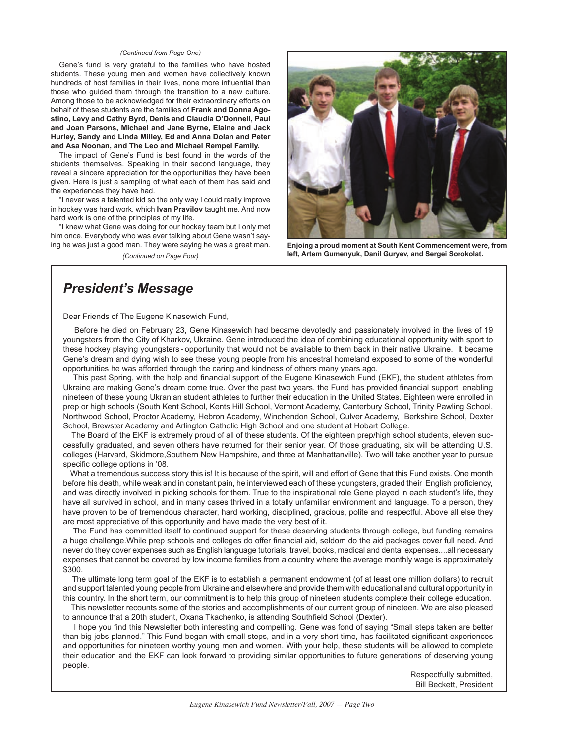*(Continued from Page One)*

Gene's fund is very grateful to the families who have hosted students. These young men and women have collectively known hundreds of host families in their lives, none more influential than those who guided them through the transition to a new culture. Among those to be acknowledged for their extraordinary efforts on behalf of these students are the families of **Frank and Donna Agostino, Levy and Cathy Byrd, Denis and Claudia O'Donnell, Paul and Joan Parsons, Michael and Jane Byrne, Elaine and Jack Hurley, Sandy and Linda Milley, Ed and Anna Dolan and Peter and Asa Noonan, and The Leo and Michael Rempel Family.**

The impact of Gene's Fund is best found in the words of the students themselves. Speaking in their second language, they reveal a sincere appreciation for the opportunities they have been given. Here is just a sampling of what each of them has said and the experiences they have had.

"I never was a talented kid so the only way I could really improve in hockey was hard work, which **Ivan Pravilov** taught me. And now hard work is one of the principles of my life.

"I knew what Gene was doing for our hockey team but I only met him once. Everybody who was ever talking about Gene wasn't saying he was just a good man. They were saying he was a great man.

*(Continued on Page Four)*

**Enjoing a proud moment at South Kent Commencement were, from left, Artem Gumenyuk, Danil Guryev, and Sergei Sorokolat.**

## *President's Message*

Dear Friends of The Eugene Kinasewich Fund,

Before he died on February 23, Gene Kinasewich had became devotedly and passionately involved in the lives of 19 youngsters from the City of Kharkov, Ukraine. Gene introduced the idea of combining educational opportunity with sport to these hockey playing youngsters - opportunity that would not be available to them back in their native Ukraine. It became Gene's dream and dying wish to see these young people from his ancestral homeland exposed to some of the wonderful opportunities he was afforded through the caring and kindness of others many years ago.

This past Spring, with the help and financial support of the Eugene Kinasewich Fund (EKF), the student athletes from Ukraine are making Gene's dream come true. Over the past two years, the Fund has provided financial support enabling nineteen of these young Ukranian student athletes to further their education in the United States. Eighteen were enrolled in prep or high schools (South Kent School, Kents Hill School, Vermont Academy, Canterbury School, Trinity Pawling School, Northwood School, Proctor Academy, Hebron Academy, Winchendon School, Culver Academy, Berkshire School, Dexter School, Brewster Academy and Arlington Catholic High School and one student at Hobart College.

The Board of the EKF is extremely proud of all of these students. Of the eighteen prep/high school students, eleven successfully graduated, and seven others have returned for their senior year. Of those graduating, six will be attending U.S. colleges (Harvard, Skidmore,Southern New Hampshire, and three at Manhattanville). Two will take another year to pursue specific college options in '08.

What a tremendous success story this is! It is because of the spirit, will and effort of Gene that this Fund exists. One month before his death, while weak and in constant pain, he interviewed each of these youngsters, graded their English proficiency, and was directly involved in picking schools for them. True to the inspirational role Gene played in each student's life, they have all survived in school, and in many cases thrived in a totally unfamiliar environment and language. To a person, they have proven to be of tremendous character, hard working, disciplined, gracious, polite and respectful. Above all else they are most appreciative of this opportunity and have made the very best of it.

The Fund has committed itself to continued support for these deserving students through college, but funding remains a huge challenge.While prep schools and colleges do offer financial aid, seldom do the aid packages cover full need. And never do they cover expenses such as English language tutorials, travel, books, medical and dental expenses....all necessary expenses that cannot be covered by low income families from a country where the average monthly wage is approximately $300.

The ultimate long term goal of the EKF is to establish a permanent endowment (of at least one million dollars) to recruit and support talented young people from Ukraine and elsewhere and provide them with educational and cultural opportunity in this country. In the short term, our commitment is to help this group of nineteen students complete their college education.

This newsletter recounts some of the stories and accomplishments of our current group of nineteen. We are also pleased to announce that a 20th student, Oxana Tkachenko, is attending Southfield School (Dexter).

I hope you find this Newsletter both interesting and compelling. Gene was fond of saying "Small steps taken are better than big jobs planned." This Fund began with small steps, and in a very short time, has facilitated significant experiences and opportunities for nineteen worthy young men and women. With your help, these students will be allowed to complete their education and the EKF can look forward to providing similar opportunities to future generations of deserving young people.

Respectfully submitted,
Bill Beckett, President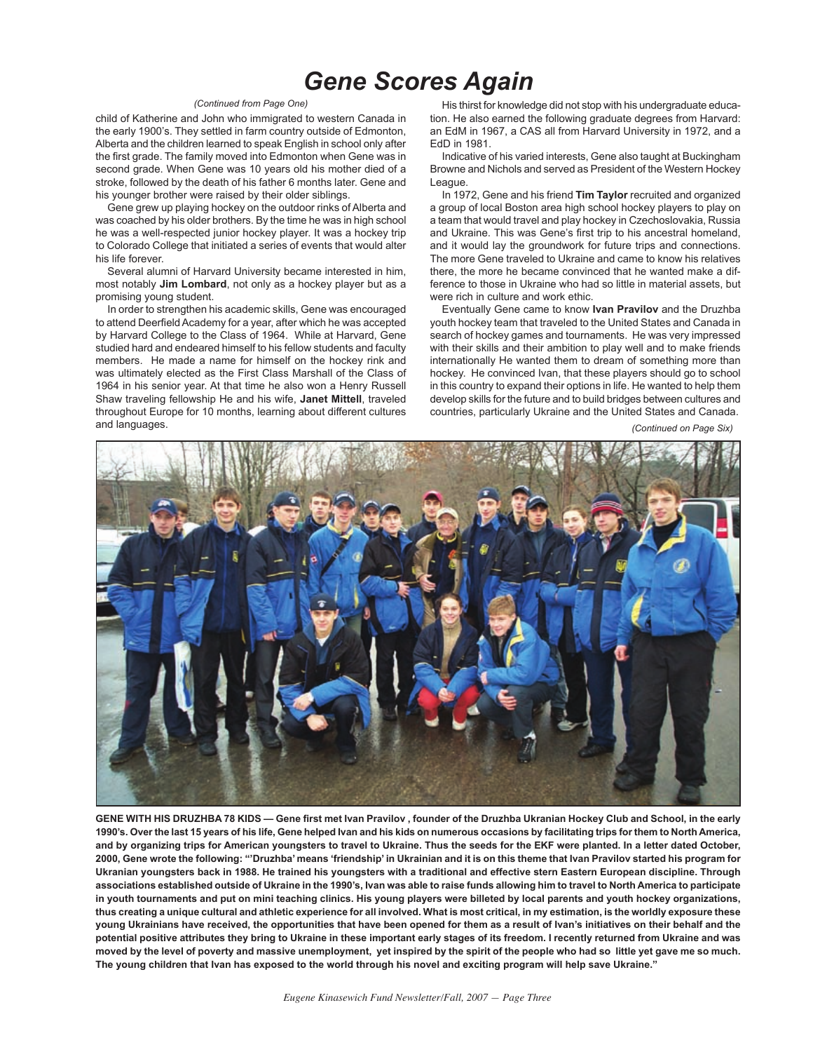# Gene Scores Again

*(Continued from Page One)*

child of Katherine and John who immigrated to western Canada in the early 1900's. They settled in farm country outside of Edmonton, Alberta and the children learned to speak English in school only after the first grade. The family moved into Edmonton when Gene was in second grade. When Gene was 10 years old his mother died of a stroke, followed by the death of his father 6 months later. Gene and his younger brother were raised by their older siblings.

Gene grew up playing hockey on the outdoor rinks of Alberta and was coached by his older brothers. By the time he was in high school he was a well-respected junior hockey player. It was a hockey trip to Colorado College that initiated a series of events that would alter his life forever.

Several alumni of Harvard University became interested in him, most notably **Jim Lombard**, not only as a hockey player but as a promising young student.

In order to strengthen his academic skills, Gene was encouraged to attend Deerfield Academy for a year, after which he was accepted by Harvard College to the Class of 1964. While at Harvard, Gene studied hard and endeared himself to his fellow students and faculty members. He made a name for himself on the hockey rink and was ultimately elected as the First Class Marshall of the Class of 1964 in his senior year. At that time he also won a Henry Russell Shaw traveling fellowship He and his wife, **Janet Mittell**, traveled throughout Europe for 10 months, learning about different cultures and languages.

His thirst for knowledge did not stop with his undergraduate education. He also earned the following graduate degrees from Harvard: an EdM in 1967, a CAS all from Harvard University in 1972, and a EdD in 1981.

Indicative of his varied interests, Gene also taught at Buckingham Browne and Nichols and served as President of the Western Hockey League.

In 1972, Gene and his friend **Tim Taylor** recruited and organized a group of local Boston area high school hockey players to play on a team that would travel and play hockey in Czechoslovakia, Russia and Ukraine. This was Gene's first trip to his ancestral homeland, and it would lay the groundwork for future trips and connections. The more Gene traveled to Ukraine and came to know his relatives there, the more he became convinced that he wanted make a difference to those in Ukraine who had so little in material assets, but were rich in culture and work ethic.

Eventually Gene came to know **Ivan Pravilov** and the Druzhba youth hockey team that traveled to the United States and Canada in search of hockey games and tournaments. He was very impressed with their skills and their ambition to play well and to make friends internationally He wanted them to dream of something more than hockey. He convinced Ivan, that these players should go to school in this country to expand their options in life. He wanted to help them develop skills for the future and to build bridges between cultures and countries, particularly Ukraine and the United States and Canada.

*(Continued on Page Six)*

**GENE WITH HIS DRUZHBA 78 KIDS — Gene first met Ivan Pravilov , founder of the Druzhba Ukranian Hockey Club and School, in the early 1990's. Over the last 15 years of his life, Gene helped Ivan and his kids on numerous occasions by facilitating trips for them to North America, and by organizing trips for American youngsters to travel to Ukraine. Thus the seeds for the EKF were planted. In a letter dated October, 2000, Gene wrote the following: "'Druzhba' means 'friendship' in Ukrainian and it is on this theme that Ivan Pravilov started his program for Ukranian youngsters back in 1988. He trained his youngsters with a traditional and effective stern Eastern European discipline. Through associations established outside of Ukraine in the 1990's, Ivan was able to raise funds allowing him to travel to North America to participate in youth tournaments and put on mini teaching clinics. His young players were billeted by local parents and youth hockey organizations, thus creating a unique cultural and athletic experience for all involved. What is most critical, in my estimation, is the worldly exposure these young Ukrainians have received, the opportunities that have been opened for them as a result of Ivan's initiatives on their behalf and the potential positive attributes they bring to Ukraine in these important early stages of its freedom. I recently returned from Ukraine and was moved by the level of poverty and massive unemployment, yet inspired by the spirit of the people who had so little yet gave me so much. The young children that Ivan has exposed to the world through his novel and exciting program will help save Ukraine."**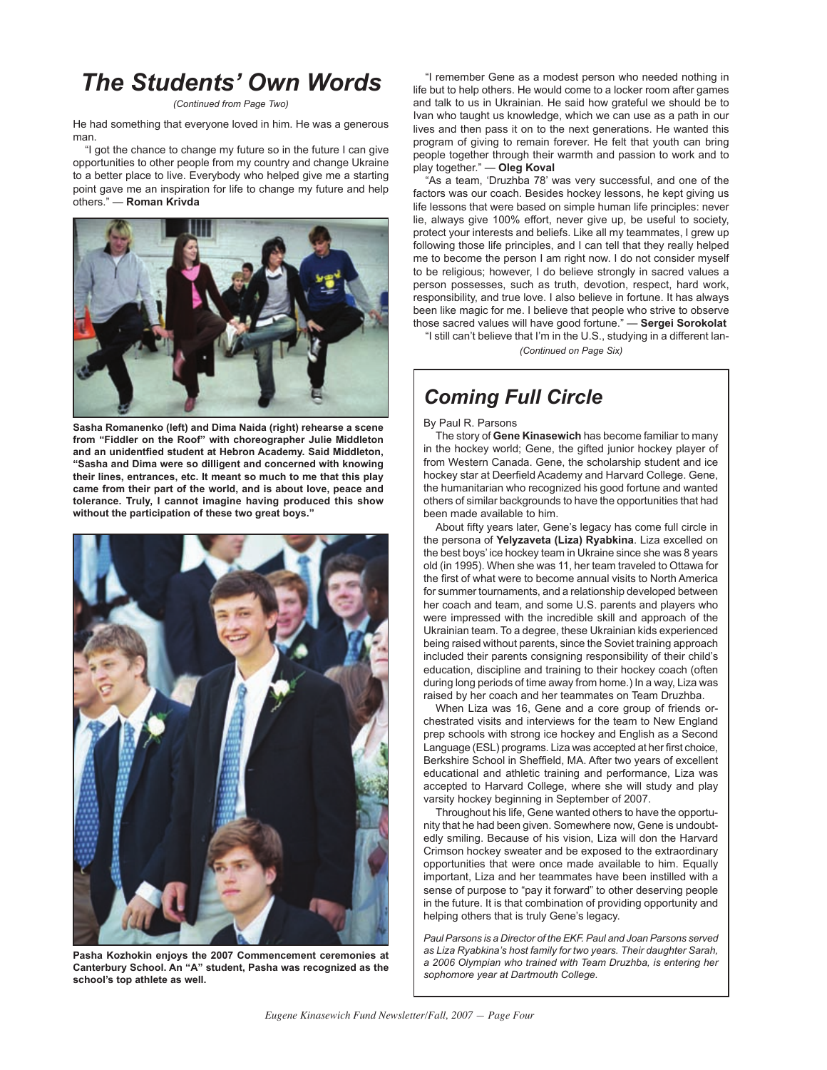# The Students' Own Words

*(Continued from Page Two)*

He had something that everyone loved in him. He was a generous man.

"I got the chance to change my future so in the future I can give opportunities to other people from my country and change Ukraine to a better place to live. Everybody who helped give me a starting point gave me an inspiration for life to change my future and help others." — **Roman Krivda**

**Sasha Romanenko (left) and Dima Naida (right) rehearse a scene from "Fiddler on the Roof" with choreographer Julie Middleton and an unidentfied student at Hebron Academy. Said Middleton, "Sasha and Dima were so dilligent and concerned with knowing their lines, entrances, etc. It meant so much to me that this play came from their part of the world, and is about love, peace and tolerance. Truly, I cannot imagine having produced this show without the participation of these two great boys."**

**Pasha Kozhokin enjoys the 2007 Commencement ceremonies at Canterbury School. An "A" student, Pasha was recognized as the school's top athlete as well.**

"I remember Gene as a modest person who needed nothing in life but to help others. He would come to a locker room after games and talk to us in Ukrainian. He said how grateful we should be to Ivan who taught us knowledge, which we can use as a path in our lives and then pass it on to the next generations. He wanted this program of giving to remain forever. He felt that youth can bring people together through their warmth and passion to work and to play together." — **Oleg Koval**

"As a team, 'Druzhba 78' was very successful, and one of the factors was our coach. Besides hockey lessons, he kept giving us life lessons that were based on simple human life principles: never lie, always give 100% effort, never give up, be useful to society, protect your interests and beliefs. Like all my teammates, I grew up following those life principles, and I can tell that they really helped me to become the person I am right now. I do not consider myself to be religious; however, I do believe strongly in sacred values a person possesses, such as truth, devotion, respect, hard work, responsibility, and true love. I also believe in fortune. It has always been like magic for me. I believe that people who strive to observe those sacred values will have good fortune." — **Sergei Sorokolat**

"I still can't believe that I'm in the U.S., studying in a different lan-

*(Continued on Page Six)*

## Coming Full Circle

By Paul R. Parsons

The story of **Gene Kinasewich** has become familiar to many in the hockey world; Gene, the gifted junior hockey player of from Western Canada. Gene, the scholarship student and ice hockey star at Deerfield Academy and Harvard College. Gene, the humanitarian who recognized his good fortune and wanted others of similar backgrounds to have the opportunities that had been made available to him.

About fifty years later, Gene's legacy has come full circle in the persona of **Yelyzaveta (Liza) Ryabkina**. Liza excelled on the best boys' ice hockey team in Ukraine since she was 8 years old (in 1995). When she was 11, her team traveled to Ottawa for the first of what were to become annual visits to North America for summer tournaments, and a relationship developed between her coach and team, and some U.S. parents and players who were impressed with the incredible skill and approach of the Ukrainian team. To a degree, these Ukrainian kids experienced being raised without parents, since the Soviet training approach included their parents consigning responsibility of their child's education, discipline and training to their hockey coach (often during long periods of time away from home.) In a way, Liza was raised by her coach and her teammates on Team Druzhba.

When Liza was 16, Gene and a core group of friends orchestrated visits and interviews for the team to New England prep schools with strong ice hockey and English as a Second Language (ESL) programs. Liza was accepted at her first choice, Berkshire School in Sheffield, MA. After two years of excellent educational and athletic training and performance, Liza was accepted to Harvard College, where she will study and play varsity hockey beginning in September of 2007.

Throughout his life, Gene wanted others to have the opportunity that he had been given. Somewhere now, Gene is undoubtedly smiling. Because of his vision, Liza will don the Harvard Crimson hockey sweater and be exposed to the extraordinary opportunities that were once made available to him. Equally important, Liza and her teammates have been instilled with a sense of purpose to "pay it forward" to other deserving people in the future. It is that combination of providing opportunity and helping others that is truly Gene's legacy.

*Paul Parsons is a Director of the EKF. Paul and Joan Parsons served as Liza Ryabkina's host family for two years. Their daughter Sarah, a 2006 Olympian who trained with Team Druzhba, is entering her sophomore year at Dartmouth College.*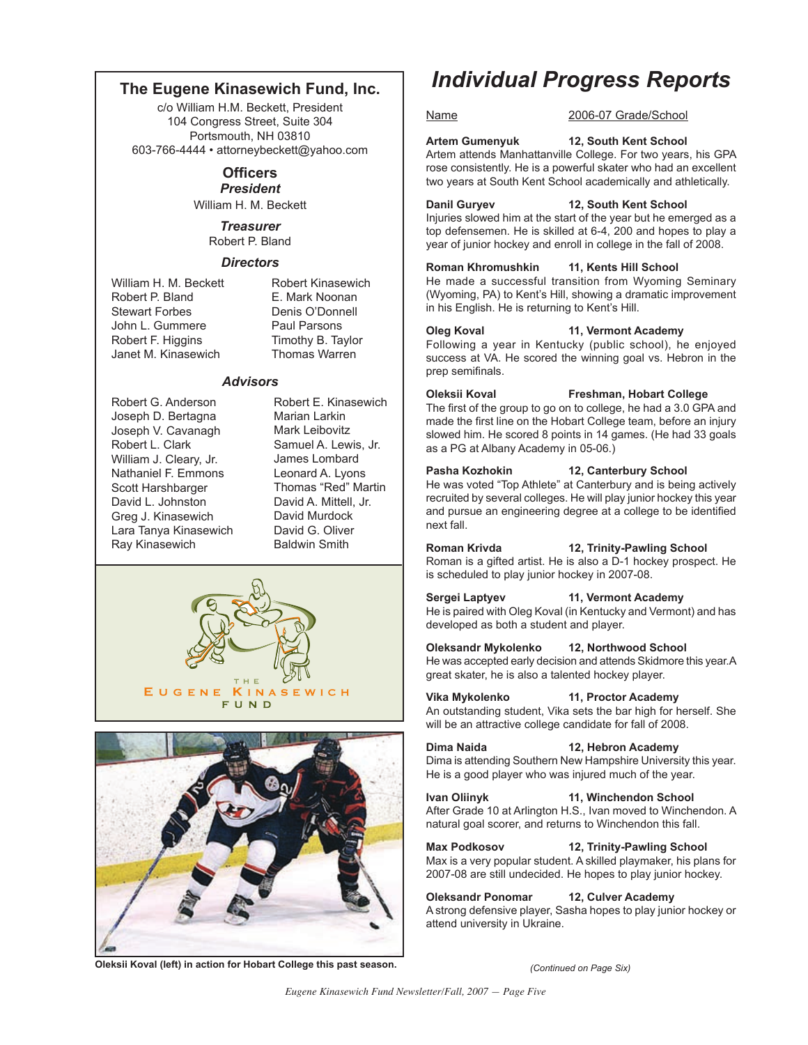## The Eugene Kinasewich Fund, Inc.

c/o William H.M. Beckett, President
104 Congress Street, Suite 304
Portsmouth, NH 03810
603-766-4444 • attorneybeckett@yahoo.com

### Officers

***President***
William H. M. Beckett

***Treasurer***
Robert P. Bland

***Directors***

William H. M. Beckett
Robert P. Bland
Stewart Forbes
John L. Gummere
Robert F. Higgins
Janet M. Kinasewich
Robert Kinasewich
E. Mark Noonan
Denis O'Donnell
Paul Parsons
Timothy B. Taylor
Thomas Warren

***Advisors***

Robert G. Anderson
Joseph D. Bertagna
Joseph V. Cavanagh
Robert L. Clark
William J. Cleary, Jr.
Nathaniel F. Emmons
Scott Harshbarger
David L. Johnston
Greg J. Kinasewich
Lara Tanya Kinasewich
Ray Kinasewich
Robert E. Kinasewich
Marian Larkin
Mark Leibovitz
Samuel A. Lewis, Jr.
James Lombard
Leonard A. Lyons
Thomas "Red" Martin
David A. Mittell, Jr.
David Murdock
David G. Oliver
Baldwin Smith

THE EUGENE KINASEWICH FUND

**Oleksii Koval (left) in action for Hobart College this past season.**

# *Individual Progress Reports*

Name — 2006-07 Grade/School

**Artem Gumenyuk — 12, South Kent School**
Artem attends Manhattanville College. For two years, his GPA rose consistently. He is a powerful skater who had an excellent two years at South Kent School academically and athletically.

**Danil Guryev — 12, South Kent School**
Injuries slowed him at the start of the year but he emerged as a top defensemen. He is skilled at 6-4, 200 and hopes to play a year of junior hockey and enroll in college in the fall of 2008.

**Roman Khromushkin — 11, Kents Hill School**
He made a successful transition from Wyoming Seminary (Wyoming, PA) to Kent's Hill, showing a dramatic improvement in his English. He is returning to Kent's Hill.

**Oleg Koval — 11, Vermont Academy**
Following a year in Kentucky (public school), he enjoyed success at VA. He scored the winning goal vs. Hebron in the prep semifinals.

**Oleksii Koval — Freshman, Hobart College**
The first of the group to go on to college, he had a 3.0 GPA and made the first line on the Hobart College team, before an injury slowed him. He scored 8 points in 14 games. (He had 33 goals as a PG at Albany Academy in 05-06.)

**Pasha Kozhokin — 12, Canterbury School**
He was voted "Top Athlete" at Canterbury and is being actively recruited by several colleges. He will play junior hockey this year and pursue an engineering degree at a college to be identified next fall.

**Roman Krivda — 12, Trinity-Pawling School**
Roman is a gifted artist. He is also a D-1 hockey prospect. He is scheduled to play junior hockey in 2007-08.

**Sergei Laptyev — 11, Vermont Academy**
He is paired with Oleg Koval (in Kentucky and Vermont) and has developed as both a student and player.

**Oleksandr Mykolenko — 12, Northwood School**
He was accepted early decision and attends Skidmore this year. A great skater, he is also a talented hockey player.

**Vika Mykolenko — 11, Proctor Academy**
An outstanding student, Vika sets the bar high for herself. She will be an attractive college candidate for fall of 2008.

**Dima Naida — 12, Hebron Academy**
Dima is attending Southern New Hampshire University this year. He is a good player who was injured much of the year.

**Ivan Oliinyk — 11, Winchendon School**
After Grade 10 at Arlington H.S., Ivan moved to Winchendon. A natural goal scorer, and returns to Winchendon this fall.

**Max Podkosov — 12, Trinity-Pawling School**
Max is a very popular student. A skilled playmaker, his plans for 2007-08 are still undecided. He hopes to play junior hockey.

**Oleksandr Ponomar — 12, Culver Academy**
A strong defensive player, Sasha hopes to play junior hockey or attend university in Ukraine.

*(Continued on Page Six)*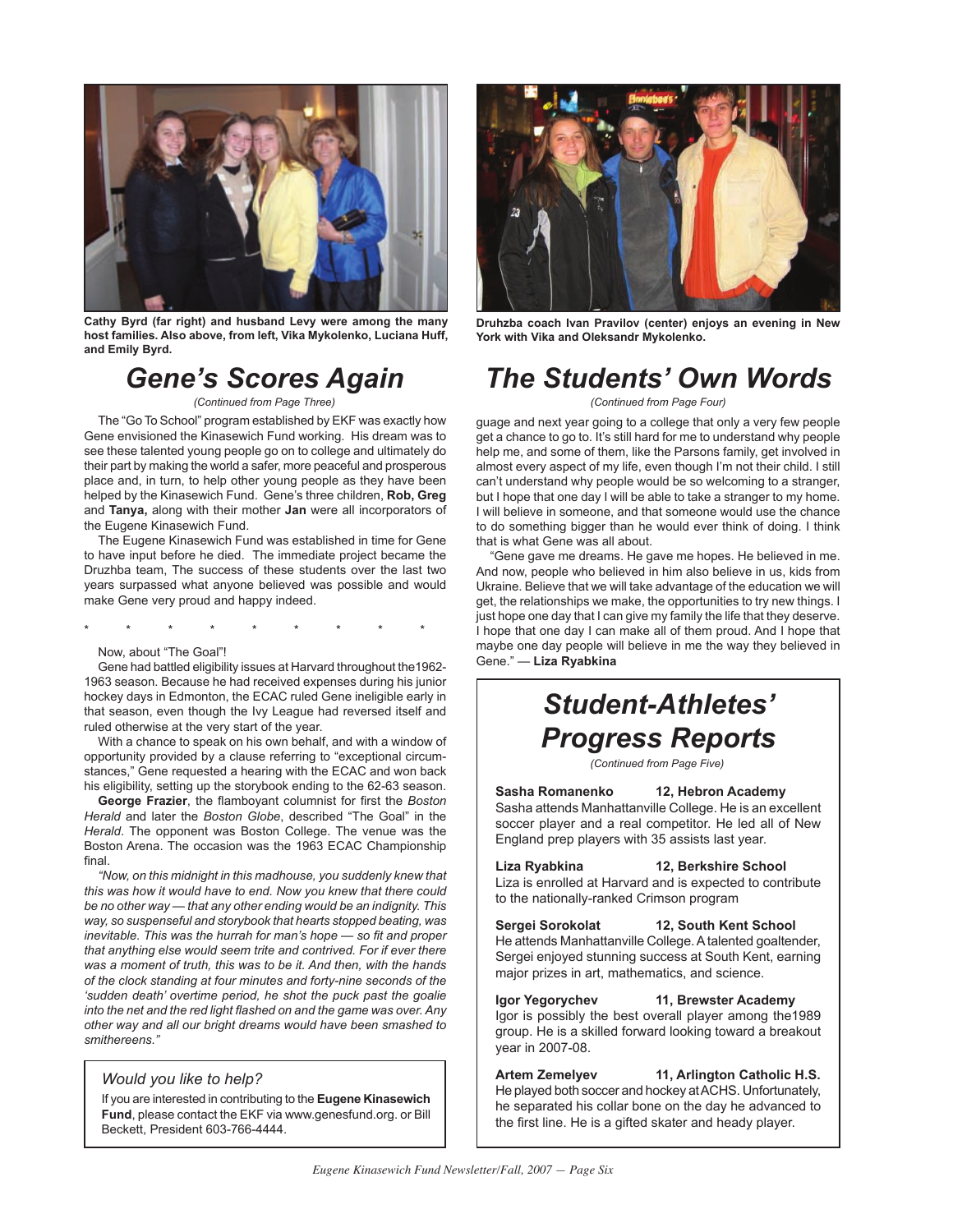Cathy Byrd (far right) and husband Levy were among the many host families. Also above, from left, Vika Mykolenko, Luciana Huff, and Emily Byrd.

# Gene's Scores Again

*(Continued from Page Three)*

The "Go To School" program established by EKF was exactly how Gene envisioned the Kinasewich Fund working. His dream was to see these talented young people go on to college and ultimately do their part by making the world a safer, more peaceful and prosperous place and, in turn, to help other young people as they have been helped by the Kinasewich Fund. Gene's three children, **Rob, Greg** and **Tanya,** along with their mother **Jan** were all incorporators of the Eugene Kinasewich Fund.

The Eugene Kinasewich Fund was established in time for Gene to have input before he died. The immediate project became the Druzhba team, The success of these students over the last two years surpassed what anyone believed was possible and would make Gene very proud and happy indeed.

* * * * * * * * *

Now, about "The Goal"!

Gene had battled eligibility issues at Harvard throughout the1962-1963 season. Because he had received expenses during his junior hockey days in Edmonton, the ECAC ruled Gene ineligible early in that season, even though the Ivy League had reversed itself and ruled otherwise at the very start of the year.

With a chance to speak on his own behalf, and with a window of opportunity provided by a clause referring to "exceptional circumstances," Gene requested a hearing with the ECAC and won back his eligibility, setting up the storybook ending to the 62-63 season.

**George Frazier**, the flamboyant columnist for first the *Boston Herald* and later the *Boston Globe*, described "The Goal" in the *Herald*. The opponent was Boston College. The venue was the Boston Arena. The occasion was the 1963 ECAC Championship final.

*"Now, on this midnight in this madhouse, you suddenly knew that this was how it would have to end. Now you knew that there could be no other way — that any other ending would be an indignity. This way, so suspenseful and storybook that hearts stopped beating, was inevitable. This was the hurrah for man's hope — so fit and proper that anything else would seem trite and contrived. For if ever there was a moment of truth, this was to be it. And then, with the hands of the clock standing at four minutes and forty-nine seconds of the 'sudden death' overtime period, he shot the puck past the goalie into the net and the red light flashed on and the game was over. Any other way and all our bright dreams would have been smashed to smithereens."*

### *Would you like to help?*

If you are interested in contributing to the **Eugene Kinasewich Fund**, please contact the EKF via www.genesfund.org. or Bill Beckett, President 603-766-4444.

Druhzba coach Ivan Pravilov (center) enjoys an evening in New York with Vika and Oleksandr Mykolenko.

# The Students' Own Words

*(Continued from Page Four)*

guage and next year going to a college that only a very few people get a chance to go to. It's still hard for me to understand why people help me, and some of them, like the Parsons family, get involved in almost every aspect of my life, even though I'm not their child. I still can't understand why people would be so welcoming to a stranger, but I hope that one day I will be able to take a stranger to my home. I will believe in someone, and that someone would use the chance to do something bigger than he would ever think of doing. I think that is what Gene was all about.

"Gene gave me dreams. He gave me hopes. He believed in me. And now, people who believed in him also believe in us, kids from Ukraine. Believe that we will take advantage of the education we will get, the relationships we make, the opportunities to try new things. I just hope one day that I can give my family the life that they deserve. I hope that one day I can make all of them proud. And I hope that maybe one day people will believe in me the way they believed in Gene." — **Liza Ryabkina**

# Student-Athletes' Progress Reports

*(Continued from Page Five)*

**Sasha Romanenko 12, Hebron Academy**
Sasha attends Manhattanville College. He is an excellent soccer player and a real competitor. He led all of New England prep players with 35 assists last year.

**Liza Ryabkina 12, Berkshire School**
Liza is enrolled at Harvard and is expected to contribute to the nationally-ranked Crimson program

**Sergei Sorokolat 12, South Kent School**
He attends Manhattanville College. A talented goaltender, Sergei enjoyed stunning success at South Kent, earning major prizes in art, mathematics, and science.

**Igor Yegorychev 11, Brewster Academy**
Igor is possibly the best overall player among the1989 group. He is a skilled forward looking toward a breakout year in 2007-08.

**Artem Zemelyev 11, Arlington Catholic H.S.**
He played both soccer and hockey at ACHS. Unfortunately, he separated his collar bone on the day he advanced to the first line. He is a gifted skater and heady player.